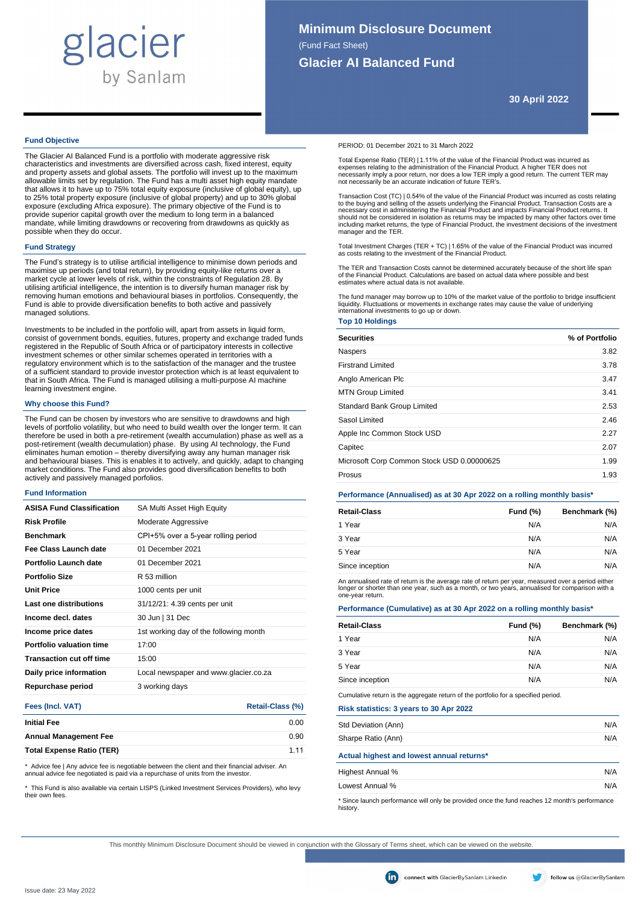glacier
by Sanlam

# Minimum Disclosure Document

(Fund Fact Sheet)

## Glacier AI Balanced Fund

**30 April 2022**

### Fund Objective

The Glacier AI Balanced Fund is a portfolio with moderate aggressive risk characteristics and investments are diversified across cash, fixed interest, equity and property assets and global assets. The portfolio will invest up to the maximum allowable limits set by regulation. The Fund has a multi asset high equity mandate that allows it to have up to 75% total equity exposure (inclusive of global equity), up to 25% total property exposure (inclusive of global property) and up to 30% global exposure (excluding Africa exposure). The primary objective of the Fund is to provide superior capital growth over the medium to long term in a balanced mandate, while limiting drawdowns or recovering from drawdowns as quickly as possible when they do occur.

### Fund Strategy

The Fund's strategy is to utilise artificial intelligence to minimise down periods and maximise up periods (and total return), by providing equity-like returns over a market cycle at lower levels of risk, within the constraints of Regulation 28. By utilising artificial intelligence, the intention is to diversify human manager risk by removing human emotions and behavioural biases in portfolios. Consequently, the Fund is able to provide diversification benefits to both active and passively managed solutions.

Investments to be included in the portfolio will, apart from assets in liquid form, consist of government bonds, equities, futures, property and exchange traded funds registered in the Republic of South Africa or of participatory interests in collective investment schemes or other similar schemes operated in territories with a regulatory environment which is to the satisfaction of the manager and the trustee of a sufficient standard to provide investor protection which is at least equivalent to that in South Africa. The Fund is managed utilising a multi-purpose AI machine learning investment engine.

### Why choose this Fund?

The Fund can be chosen by investors who are sensitive to drawdowns and high levels of portfolio volatility, but who need to build wealth over the longer term. It can therefore be used in both a pre-retirement (wealth accumulation) phase as well as a post-retirement (wealth decumulation) phase. By using AI technology, the Fund eliminates human emotion – thereby diversifying away any human manager risk and behavioural biases. This is enables it to actively, and quickly, adapt to changing market conditions. The Fund also provides good diversification benefits to both actively and passively managed porfolios.

### Fund Information

| | |
|---|---|
| **ASISA Fund Classification** | SA Multi Asset High Equity |
| **Risk Profile** | Moderate Aggressive |
| **Benchmark** | CPI+5% over a 5-year rolling period |
| **Fee Class Launch date** | 01 December 2021 |
| **Portfolio Launch date** | 01 December 2021 |
| **Portfolio Size** | R 53 million |
| **Unit Price** | 1000 cents per unit |
| **Last one distributions** | 31/12/21: 4.39 cents per unit |
| **Income decl. dates** | 30 Jun \| 31 Dec |
| **Income price dates** | 1st working day of the following month |
| **Portfolio valuation time** | 17:00 |
| **Transaction cut off time** | 15:00 |
| **Daily price information** | Local newspaper and www.glacier.co.za |
| **Repurchase period** | 3 working days |

### Fees (Incl. VAT)

| | Retail-Class (%) |
|---|---|
| **Initial Fee** | 0.00 |
| **Annual Management Fee** | 0.90 |
| **Total Expense Ratio (TER)** | 1.11 |

* Advice fee | Any advice fee is negotiable between the client and their financial adviser. An annual advice fee negotiated is paid via a repurchase of units from the investor.

* This Fund is also available via certain LISPS (Linked Investment Services Providers), who levy their own fees.

PERIOD: 01 December 2021 to 31 March 2022

Total Expense Ratio (TER) | 1.11% of the value of the Financial Product was incurred as expenses relating to the administration of the Financial Product. A higher TER does not necessarily imply a poor return, nor does a low TER imply a good return. The current TER may not necessarily be an accurate indication of future TER's.

Transaction Cost (TC) | 0.54% of the value of the Financial Product was incurred as costs relating to the buying and selling of the assets underlying the Financial Product. Transaction Costs are a necessary cost in administering the Financial Product and impacts Financial Product returns. It should not be considered in isolation as returns may be impacted by many other factors over time including market returns, the type of Financial Product, the investment decisions of the investment manager and the TER.

Total Investment Charges (TER + TC) | 1.65% of the value of the Financial Product was incurred as costs relating to the investment of the Financial Product.

The TER and Transaction Costs cannot be determined accurately because of the short life span of the Financial Product. Calculations are based on actual data where possible and best estimates where actual data is not available.

The fund manager may borrow up to 10% of the market value of the portfolio to bridge insufficient liquidity. Fluctuations or movements in exchange rates may cause the value of underlying international investments to go up or down.

### Top 10 Holdings

| Securities | % of Portfolio |
|---|---|
| Naspers | 3.82 |
| Firstrand Limited | 3.78 |
| Anglo American Plc | 3.47 |
| MTN Group Limited | 3.41 |
| Standard Bank Group Limited | 2.53 |
| Sasol Limited | 2.46 |
| Apple Inc Common Stock USD | 2.27 |
| Capitec | 2.07 |
| Microsoft Corp Common Stock USD 0.00000625 | 1.99 |
| Prosus | 1.93 |

### Performance (Annualised) as at 30 Apr 2022 on a rolling monthly basis*

| Retail-Class | Fund (%) | Benchmark (%) |
|---|---|---|
| 1 Year | N/A | N/A |
| 3 Year | N/A | N/A |
| 5 Year | N/A | N/A |
| Since inception | N/A | N/A |

An annualised rate of return is the average rate of return per year, measured over a period either longer or shorter than one year, such as a month, or two years, annualised for comparison with a one-year return.

### Performance (Cumulative) as at 30 Apr 2022 on a rolling monthly basis*

| Retail-Class | Fund (%) | Benchmark (%) |
|---|---|---|
| 1 Year | N/A | N/A |
| 3 Year | N/A | N/A |
| 5 Year | N/A | N/A |
| Since inception | N/A | N/A |

Cumulative return is the aggregate return of the portfolio for a specified period.

### Risk statistics: 3 years to 30 Apr 2022

| | |
|---|---|
| Std Deviation (Ann) | N/A |
| Sharpe Ratio (Ann) | N/A |

### Actual highest and lowest annual returns*

| | |
|---|---|
| Highest Annual % | N/A |
| Lowest Annual % | N/A |

* Since launch performance will only be provided once the fund reaches 12 month's performance history.

This monthly Minimum Disclosure Document should be viewed in conjunction with the Glossary of Terms sheet, which can be viewed on the website.

connect with GlacierBySanlam Linkedin

follow us @GlacierBySanlam

Issue date: 23 May 2022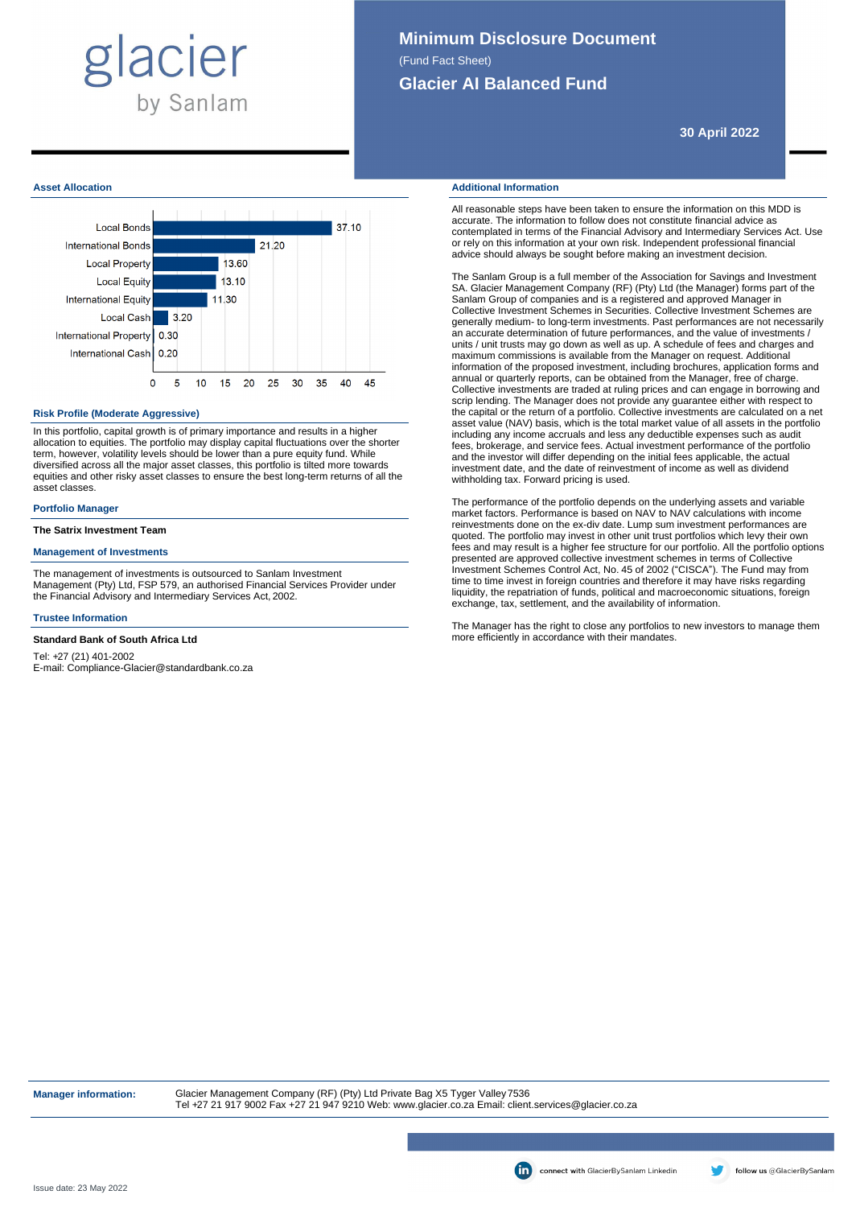# Minimum Disclosure Document

(Fund Fact Sheet)

## Glacier AI Balanced Fund

30 April 2022

### Asset Allocation

Local Bonds 37.10
International Bonds 21.20
Local Property 13.60
Local Equity 13.10
International Equity 11.30
Local Cash 3.20
International Property 0.30
International Cash 0.20

0 5 10 15 20 25 30 35 40 45

### Risk Profile (Moderate Aggressive)

In this portfolio, capital growth is of primary importance and results in a higher allocation to equities. The portfolio may display capital fluctuations over the shorter term, however, volatility levels should be lower than a pure equity fund. While diversified across all the major asset classes, this portfolio is tilted more towards equities and other risky asset classes to ensure the best long-term returns of all the asset classes.

### Portfolio Manager

**The Satrix Investment Team**

### Management of Investments

The management of investments is outsourced to Sanlam Investment Management (Pty) Ltd, FSP 579, an authorised Financial Services Provider under the Financial Advisory and Intermediary Services Act, 2002.

### Trustee Information

**Standard Bank of South Africa Ltd**

Tel: +27 (21) 401-2002
E-mail: Compliance-Glacier@standardbank.co.za

### Additional Information

All reasonable steps have been taken to ensure the information on this MDD is accurate. The information to follow does not constitute financial advice as contemplated in terms of the Financial Advisory and Intermediary Services Act. Use or rely on this information at your own risk. Independent professional financial advice should always be sought before making an investment decision.

The Sanlam Group is a full member of the Association for Savings and Investment SA. Glacier Management Company (RF) (Pty) Ltd (the Manager) forms part of the Sanlam Group of companies and is a registered and approved Manager in Collective Investment Schemes in Securities. Collective Investment Schemes are generally medium- to long-term investments. Past performances are not necessarily an accurate determination of future performances, and the value of investments / units / unit trusts may go down as well as up. A schedule of fees and charges and maximum commissions is available from the Manager on request. Additional information of the proposed investment, including brochures, application forms and annual or quarterly reports, can be obtained from the Manager, free of charge. Collective investments are traded at ruling prices and can engage in borrowing and scrip lending. The Manager does not provide any guarantee either with respect to the capital or the return of a portfolio. Collective investments are calculated on a net asset value (NAV) basis, which is the total market value of all assets in the portfolio including any income accruals and less any deductible expenses such as audit fees, brokerage, and service fees. Actual investment performance of the portfolio and the investor will differ depending on the initial fees applicable, the actual investment date, and the date of reinvestment of income as well as dividend withholding tax. Forward pricing is used.

The performance of the portfolio depends on the underlying assets and variable market factors. Performance is based on NAV to NAV calculations with income reinvestments done on the ex-div date. Lump sum investment performances are quoted. The portfolio may invest in other unit trust portfolios which levy their own fees and may result is a higher fee structure for our portfolio. All the portfolio options presented are approved collective investment schemes in terms of Collective Investment Schemes Control Act, No. 45 of 2002 ("CISCA"). The Fund may from time to time invest in foreign countries and therefore it may have risks regarding liquidity, the repatriation of funds, political and macroeconomic situations, foreign exchange, tax, settlement, and the availability of information.

The Manager has the right to close any portfolios to new investors to manage them more efficiently in accordance with their mandates.

**Manager information:** Glacier Management Company (RF) (Pty) Ltd Private Bag X5 Tyger Valley 7536
Tel +27 21 917 9002 Fax +27 21 947 9210 Web: www.glacier.co.za Email: client.services@glacier.co.za

connect with GlacierBySanlam Linkedin  follow us @GlacierBySanlam

Issue date: 23 May 2022